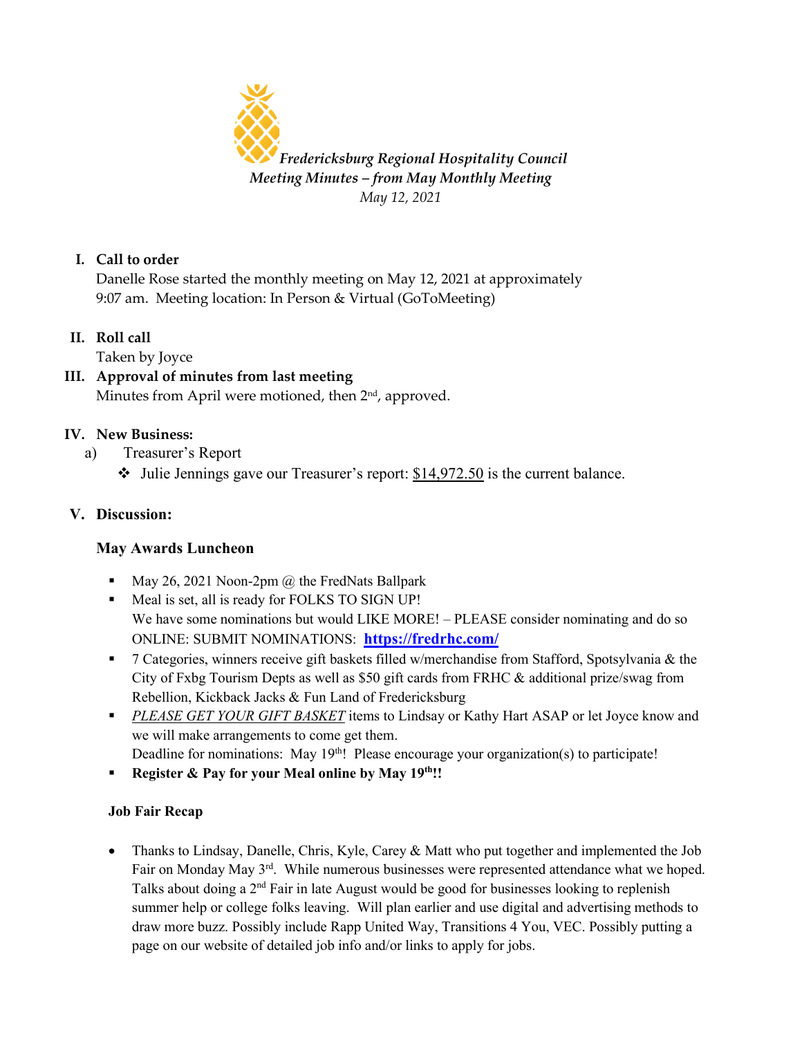*Fredericksburg Regional Hospitality Council*
*Meeting Minutes – from May Monthly Meeting*
*May 12, 2021*

**I. Call to order**

Danelle Rose started the monthly meeting on May 12, 2021 at approximately 9:07 am. Meeting location: In Person & Virtual (GoToMeeting)

**II. Roll call**

Taken by Joyce

**III. Approval of minutes from last meeting**

Minutes from April were motioned, then 2nd, approved.

**IV. New Business:**

a) Treasurer's Report

- ❖ Julie Jennings gave our Treasurer's report: $14,972.50 is the current balance.

**V. Discussion:**

**May Awards Luncheon**

- May 26, 2021 Noon-2pm @ the FredNats Ballpark
- Meal is set, all is ready for FOLKS TO SIGN UP!
  We have some nominations but would LIKE MORE! – PLEASE consider nominating and do so ONLINE: SUBMIT NOMINATIONS: **https://fredrhc.com/**
- 7 Categories, winners receive gift baskets filled w/merchandise from Stafford, Spotsylvania & the City of Fxbg Tourism Depts as well as $50 gift cards from FRHC & additional prize/swag from Rebellion, Kickback Jacks & Fun Land of Fredericksburg
- *PLEASE GET YOUR GIFT BASKET* items to Lindsay or Kathy Hart ASAP or let Joyce know and we will make arrangements to come get them.
  Deadline for nominations: May 19th! Please encourage your organization(s) to participate!
- **Register & Pay for your Meal online by May 19th!!**

**Job Fair Recap**

- Thanks to Lindsay, Danelle, Chris, Kyle, Carey & Matt who put together and implemented the Job Fair on Monday May 3rd. While numerous businesses were represented attendance what we hoped. Talks about doing a 2nd Fair in late August would be good for businesses looking to replenish summer help or college folks leaving. Will plan earlier and use digital and advertising methods to draw more buzz. Possibly include Rapp United Way, Transitions 4 You, VEC. Possibly putting a page on our website of detailed job info and/or links to apply for jobs.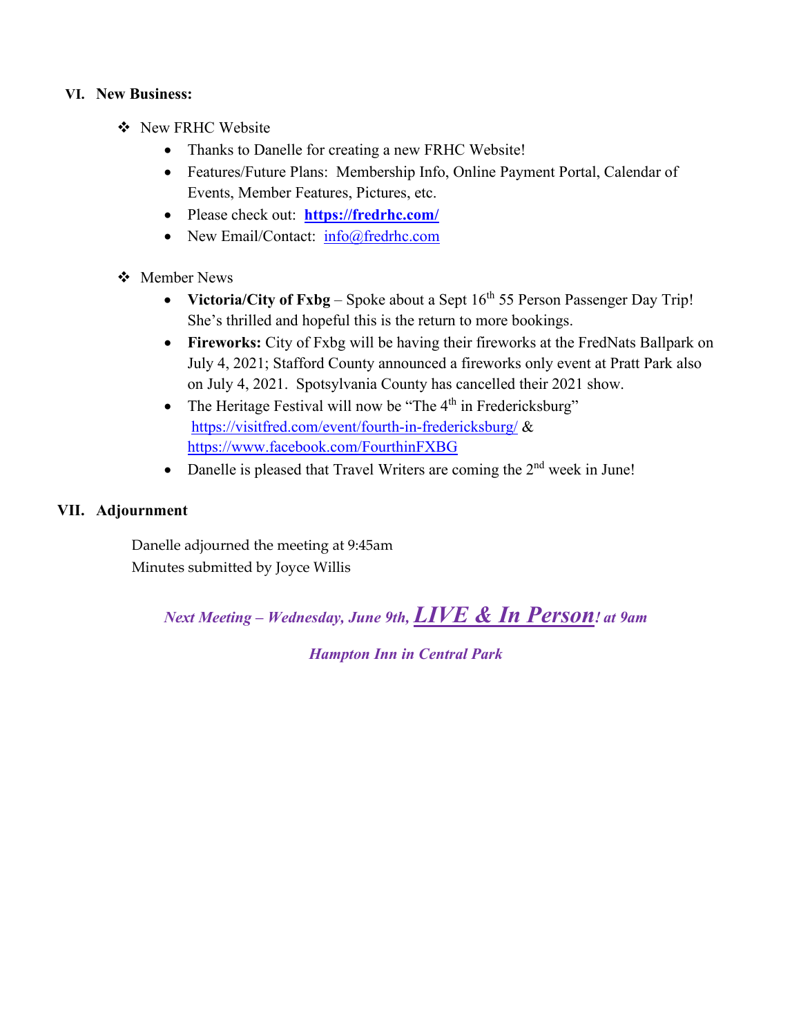## VI. New Business:

- New FRHC Website
  - Thanks to Danelle for creating a new FRHC Website!
  - Features/Future Plans: Membership Info, Online Payment Portal, Calendar of Events, Member Features, Pictures, etc.
  - Please check out: **https://fredrhc.com/**
  - New Email/Contact: info@fredrhc.com

- Member News
  - **Victoria/City of Fxbg** – Spoke about a Sept 16th 55 Person Passenger Day Trip! She's thrilled and hopeful this is the return to more bookings.
  - **Fireworks:** City of Fxbg will be having their fireworks at the FredNats Ballpark on July 4, 2021; Stafford County announced a fireworks only event at Pratt Park also on July 4, 2021. Spotsylvania County has cancelled their 2021 show.
  - The Heritage Festival will now be "The 4th in Fredericksburg" https://visitfred.com/event/fourth-in-fredericksburg/ & https://www.facebook.com/FourthinFXBG
  - Danelle is pleased that Travel Writers are coming the 2nd week in June!

## VII. Adjournment

Danelle adjourned the meeting at 9:45am
Minutes submitted by Joyce Willis

***Next Meeting – Wednesday, June 9th, LIVE & In Person! at 9am***

***Hampton Inn in Central Park***